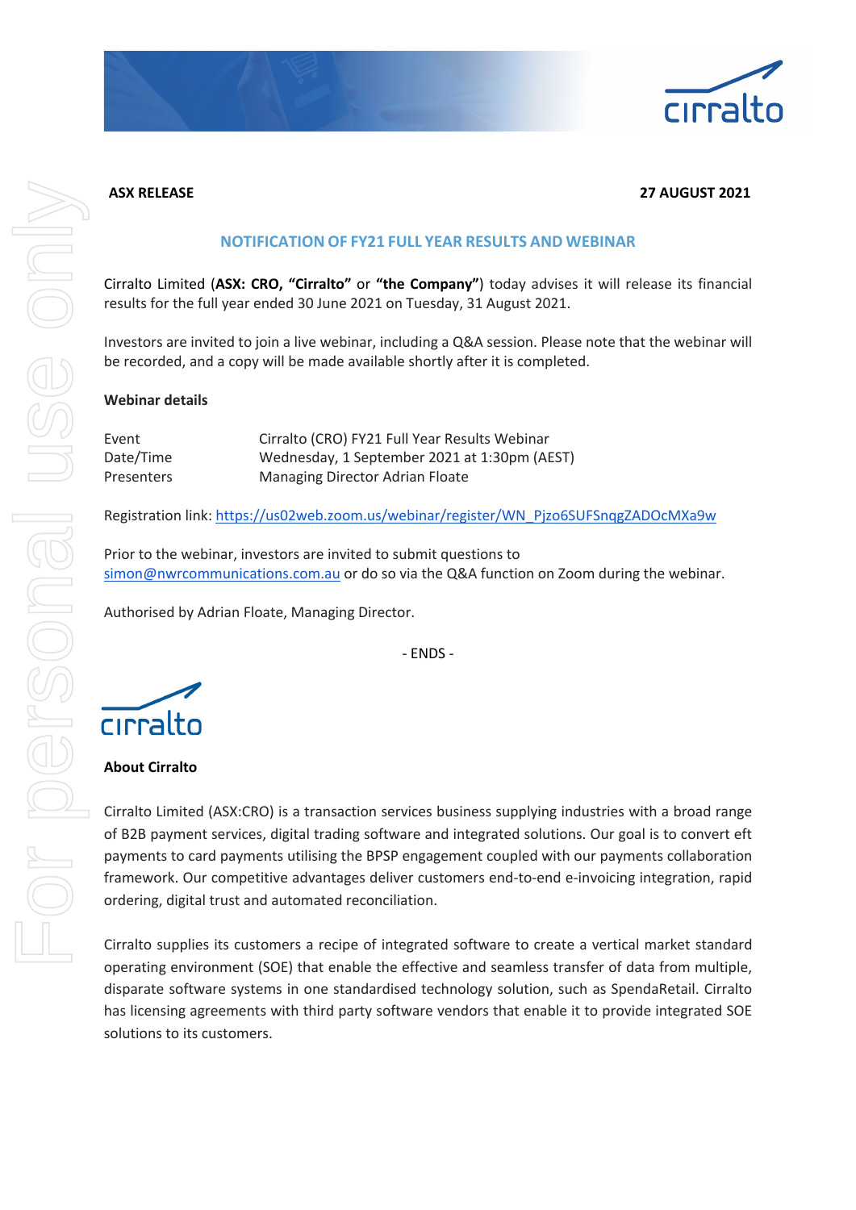**ASX RELEASE** **27 AUGUST 2021**

## NOTIFICATION OF FY21 FULL YEAR RESULTS AND WEBINAR

Cirralto Limited (**ASX: CRO, "Cirralto"** or **"the Company"**) today advises it will release its financial results for the full year ended 30 June 2021 on Tuesday, 31 August 2021.

Investors are invited to join a live webinar, including a Q&A session. Please note that the webinar will be recorded, and a copy will be made available shortly after it is completed.

**Webinar details**

| | |
|---|---|
| Event | Cirralto (CRO) FY21 Full Year Results Webinar |
| Date/Time | Wednesday, 1 September 2021 at 1:30pm (AEST) |
| Presenters | Managing Director Adrian Floate |

Registration link: https://us02web.zoom.us/webinar/register/WN_Pjzo6SUFSnqgZADOcMXa9w

Prior to the webinar, investors are invited to submit questions to simon@nwrcommunications.com.au or do so via the Q&A function on Zoom during the webinar.

Authorised by Adrian Floate, Managing Director.

- ENDS -

**About Cirralto**

Cirralto Limited (ASX:CRO) is a transaction services business supplying industries with a broad range of B2B payment services, digital trading software and integrated solutions. Our goal is to convert eft payments to card payments utilising the BPSP engagement coupled with our payments collaboration framework. Our competitive advantages deliver customers end-to-end e-invoicing integration, rapid ordering, digital trust and automated reconciliation.

Cirralto supplies its customers a recipe of integrated software to create a vertical market standard operating environment (SOE) that enable the effective and seamless transfer of data from multiple, disparate software systems in one standardised technology solution, such as SpendaRetail. Cirralto has licensing agreements with third party software vendors that enable it to provide integrated SOE solutions to its customers.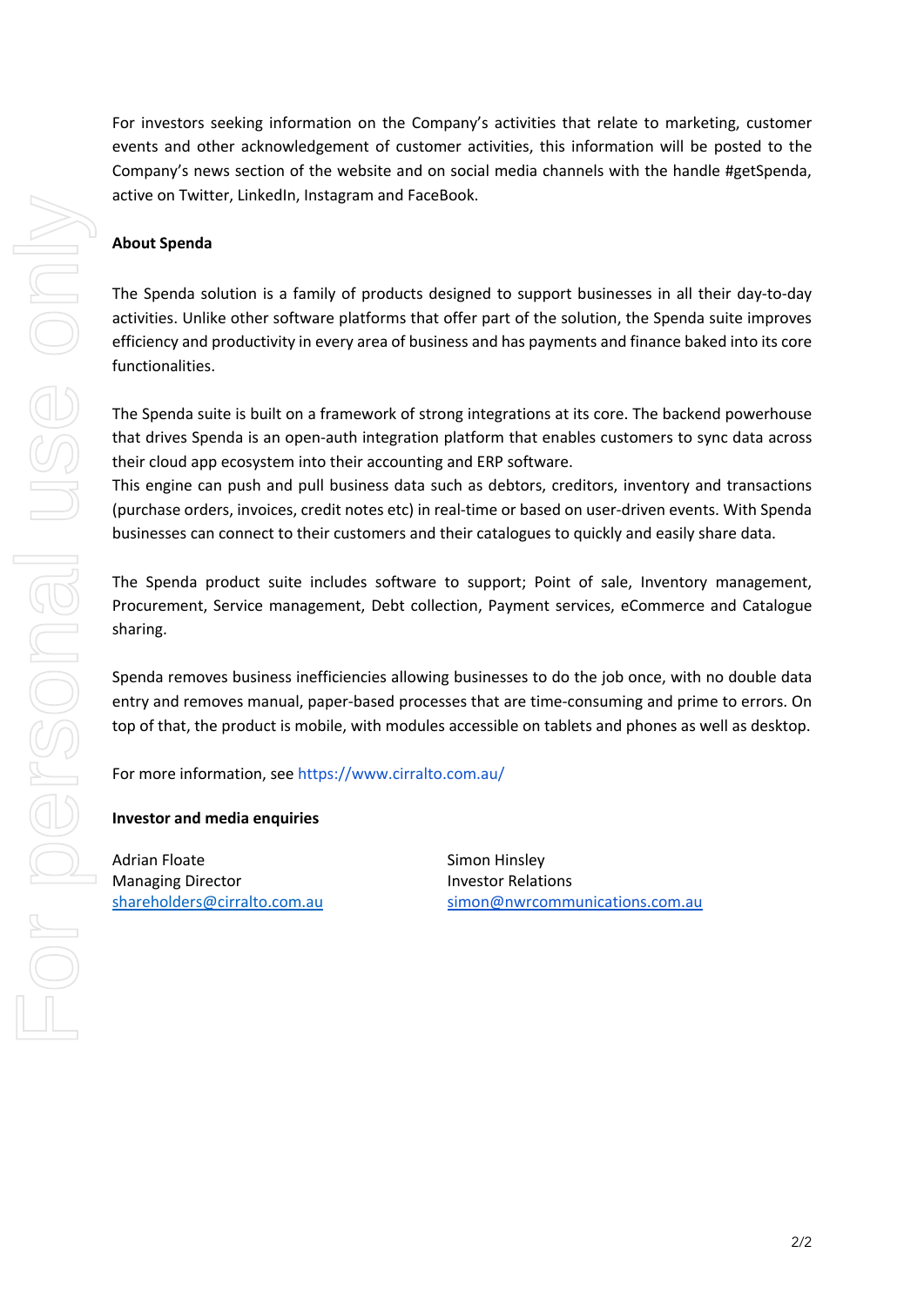For investors seeking information on the Company's activities that relate to marketing, customer events and other acknowledgement of customer activities, this information will be posted to the Company's news section of the website and on social media channels with the handle #getSpenda, active on Twitter, LinkedIn, Instagram and FaceBook.

**About Spenda**

The Spenda solution is a family of products designed to support businesses in all their day-to-day activities. Unlike other software platforms that offer part of the solution, the Spenda suite improves efficiency and productivity in every area of business and has payments and finance baked into its core functionalities.

The Spenda suite is built on a framework of strong integrations at its core. The backend powerhouse that drives Spenda is an open-auth integration platform that enables customers to sync data across their cloud app ecosystem into their accounting and ERP software.
This engine can push and pull business data such as debtors, creditors, inventory and transactions (purchase orders, invoices, credit notes etc) in real-time or based on user-driven events. With Spenda businesses can connect to their customers and their catalogues to quickly and easily share data.

The Spenda product suite includes software to support; Point of sale, Inventory management, Procurement, Service management, Debt collection, Payment services, eCommerce and Catalogue sharing.

Spenda removes business inefficiencies allowing businesses to do the job once, with no double data entry and removes manual, paper-based processes that are time-consuming and prime to errors. On top of that, the product is mobile, with modules accessible on tablets and phones as well as desktop.

For more information, see https://www.cirralto.com.au/

**Investor and media enquiries**

Adrian Floate
Managing Director
shareholders@cirralto.com.au

Simon Hinsley
Investor Relations
simon@nwrcommunications.com.au